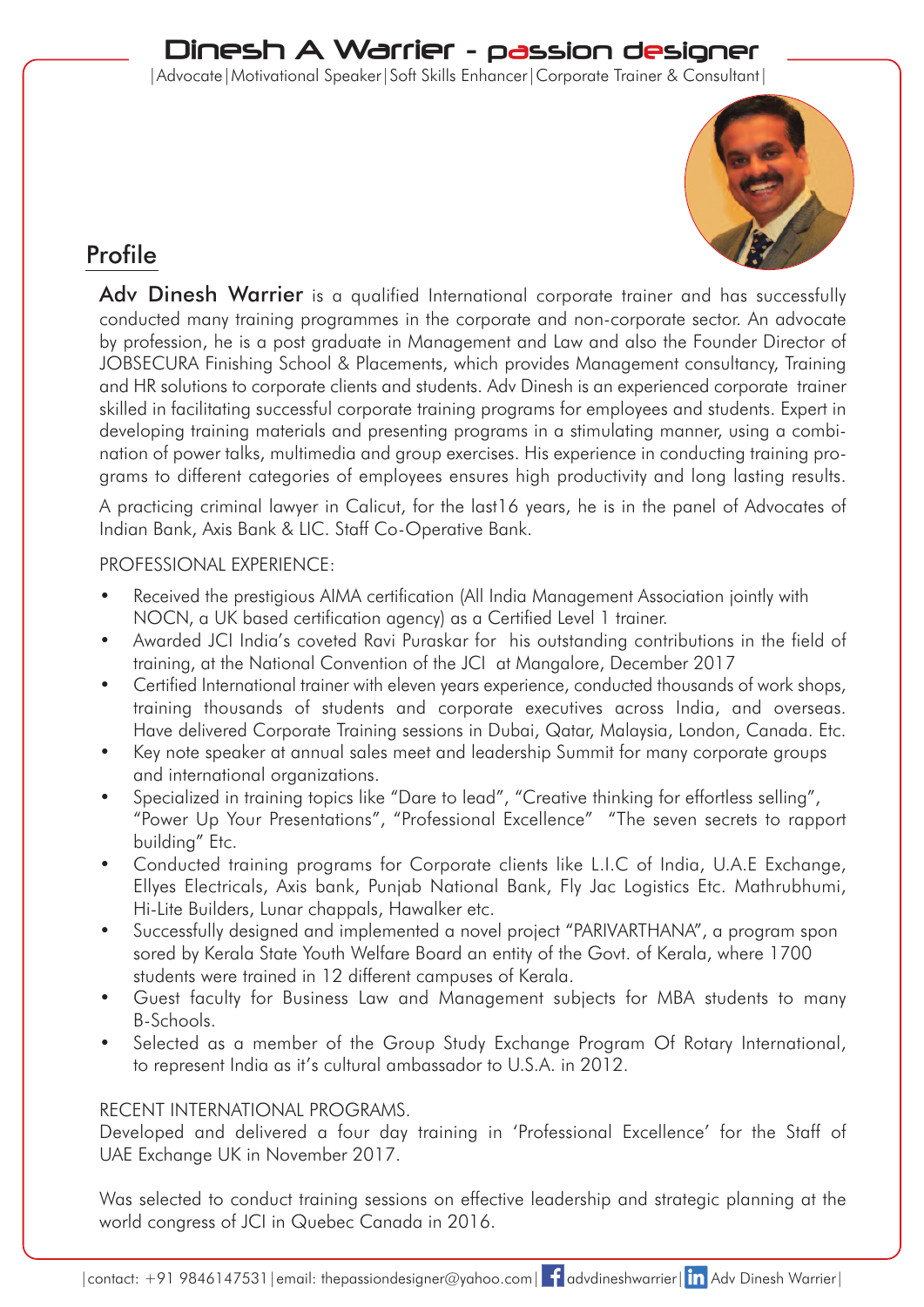# Dinesh A Warrier - passion designer

|Advocate|Motivational Speaker|Soft Skills Enhancer|Corporate Trainer & Consultant|

## Profile

**Adv Dinesh Warrier** is a qualified International corporate trainer and has successfully conducted many training programmes in the corporate and non-corporate sector. An advocate by profession, he is a post graduate in Management and Law and also the Founder Director of JOBSECURA Finishing School & Placements, which provides Management consultancy, Training and HR solutions to corporate clients and students. Adv Dinesh is an experienced corporate trainer skilled in facilitating successful corporate training programs for employees and students. Expert in developing training materials and presenting programs in a stimulating manner, using a combination of power talks, multimedia and group exercises. His experience in conducting training programs to different categories of employees ensures high productivity and long lasting results.

A practicing criminal lawyer in Calicut, for the last16 years, he is in the panel of Advocates of Indian Bank, Axis Bank & LIC. Staff Co-Operative Bank.

PROFESSIONAL EXPERIENCE:

- Received the prestigious AIMA certification (All India Management Association jointly with NOCN, a UK based certification agency) as a Certified Level 1 trainer.
- Awarded JCI India's coveted Ravi Puraskar for his outstanding contributions in the field of training, at the National Convention of the JCI at Mangalore, December 2017
- Certified International trainer with eleven years experience, conducted thousands of work shops, training thousands of students and corporate executives across India, and overseas. Have delivered Corporate Training sessions in Dubai, Qatar, Malaysia, London, Canada. Etc.
- Key note speaker at annual sales meet and leadership Summit for many corporate groups and international organizations.
- Specialized in training topics like "Dare to lead", "Creative thinking for effortless selling", "Power Up Your Presentations", "Professional Excellence" "The seven secrets to rapport building" Etc.
- Conducted training programs for Corporate clients like L.I.C of India, U.A.E Exchange, Ellyes Electricals, Axis bank, Punjab National Bank, Fly Jac Logistics Etc. Mathrubhumi, Hi-Lite Builders, Lunar chappals, Hawalker etc.
- Successfully designed and implemented a novel project "PARIVARTHANA", a program spon sored by Kerala State Youth Welfare Board an entity of the Govt. of Kerala, where 1700 students were trained in 12 different campuses of Kerala.
- Guest faculty for Business Law and Management subjects for MBA students to many B-Schools.
- Selected as a member of the Group Study Exchange Program Of Rotary International, to represent India as it's cultural ambassador to U.S.A. in 2012.

RECENT INTERNATIONAL PROGRAMS.

Developed and delivered a four day training in 'Professional Excellence' for the Staff of UAE Exchange UK in November 2017.

Was selected to conduct training sessions on effective leadership and strategic planning at the world congress of JCI in Quebec Canada in 2016.

|contact: +91 9846147531|email: thepassiondesigner@yahoo.com| advdineshwarrier| Adv Dinesh Warrier|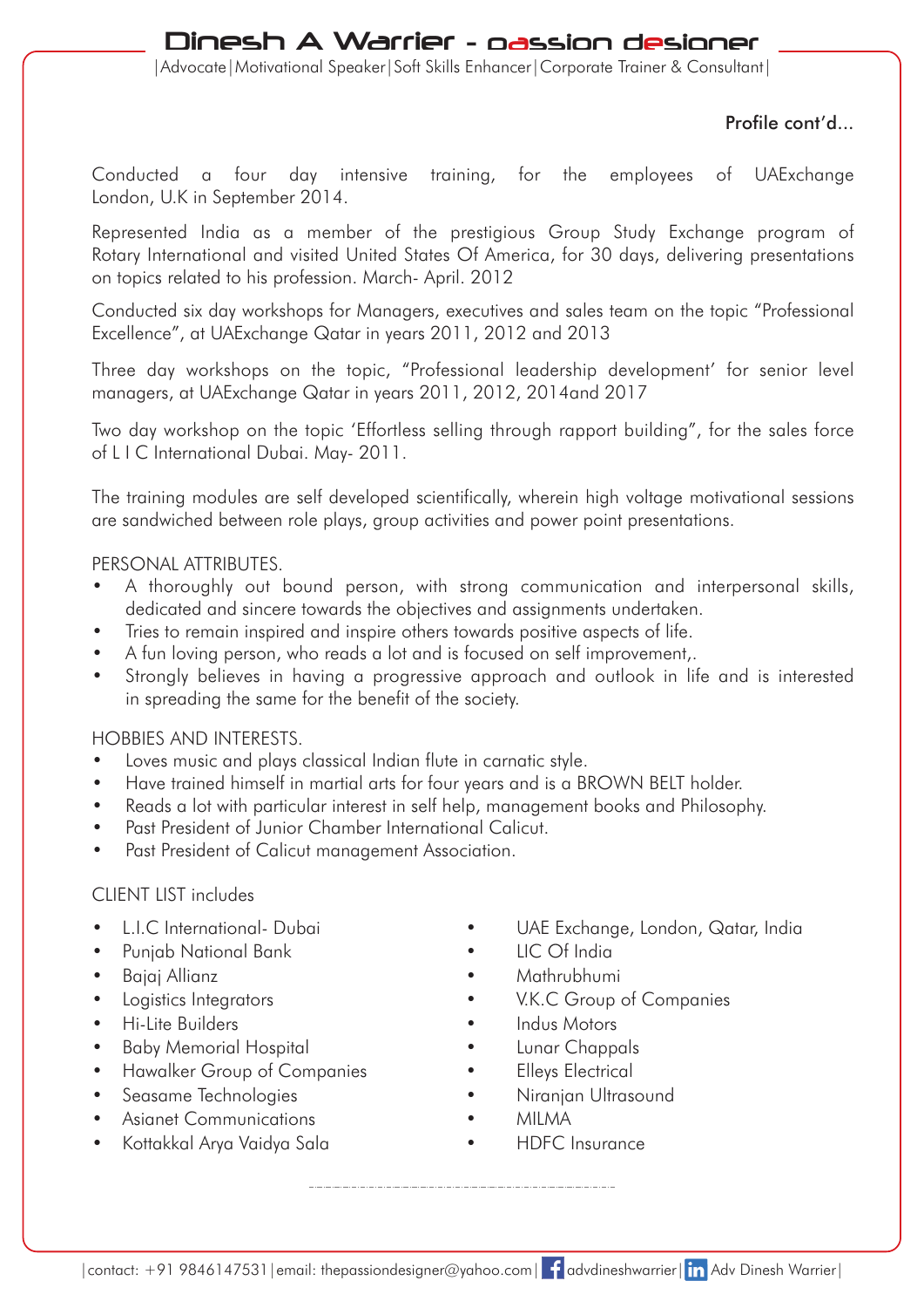Profile cont'd...

Conducted a four day intensive training, for the employees of UAExchange London, U.K in September 2014.

Represented India as a member of the prestigious Group Study Exchange program of Rotary International and visited United States Of America, for 30 days, delivering presentations on topics related to his profession. March- April. 2012

Conducted six day workshops for Managers, executives and sales team on the topic "Professional Excellence", at UAExchange Qatar in years 2011, 2012 and 2013

Three day workshops on the topic, "Professional leadership development' for senior level managers, at UAExchange Qatar in years 2011, 2012, 2014and 2017

Two day workshop on the topic 'Effortless selling through rapport building", for the sales force of L I C International Dubai. May- 2011.

The training modules are self developed scientifically, wherein high voltage motivational sessions are sandwiched between role plays, group activities and power point presentations.

PERSONAL ATTRIBUTES.

- A thoroughly out bound person, with strong communication and interpersonal skills, dedicated and sincere towards the objectives and assignments undertaken.
- Tries to remain inspired and inspire others towards positive aspects of life.
- A fun loving person, who reads a lot and is focused on self improvement,.
- Strongly believes in having a progressive approach and outlook in life and is interested in spreading the same for the benefit of the society.

HOBBIES AND INTERESTS.

- Loves music and plays classical Indian flute in carnatic style.
- Have trained himself in martial arts for four years and is a BROWN BELT holder.
- Reads a lot with particular interest in self help, management books and Philosophy.
- Past President of Junior Chamber International Calicut.
- Past President of Calicut management Association.

CLIENT LIST includes

- L.I.C International- Dubai
- Punjab National Bank
- Bajaj Allianz
- Logistics Integrators
- Hi-Lite Builders
- Baby Memorial Hospital
- Hawalker Group of Companies
- Seasame Technologies
- Asianet Communications
- Kottakkal Arya Vaidya Sala
- UAE Exchange, London, Qatar, India
- LIC Of India
- Mathrubhumi
- V.K.C Group of Companies
- Indus Motors
- Lunar Chappals
- Elleys Electrical
- Niranjan Ultrasound
- MILMA
- HDFC Insurance